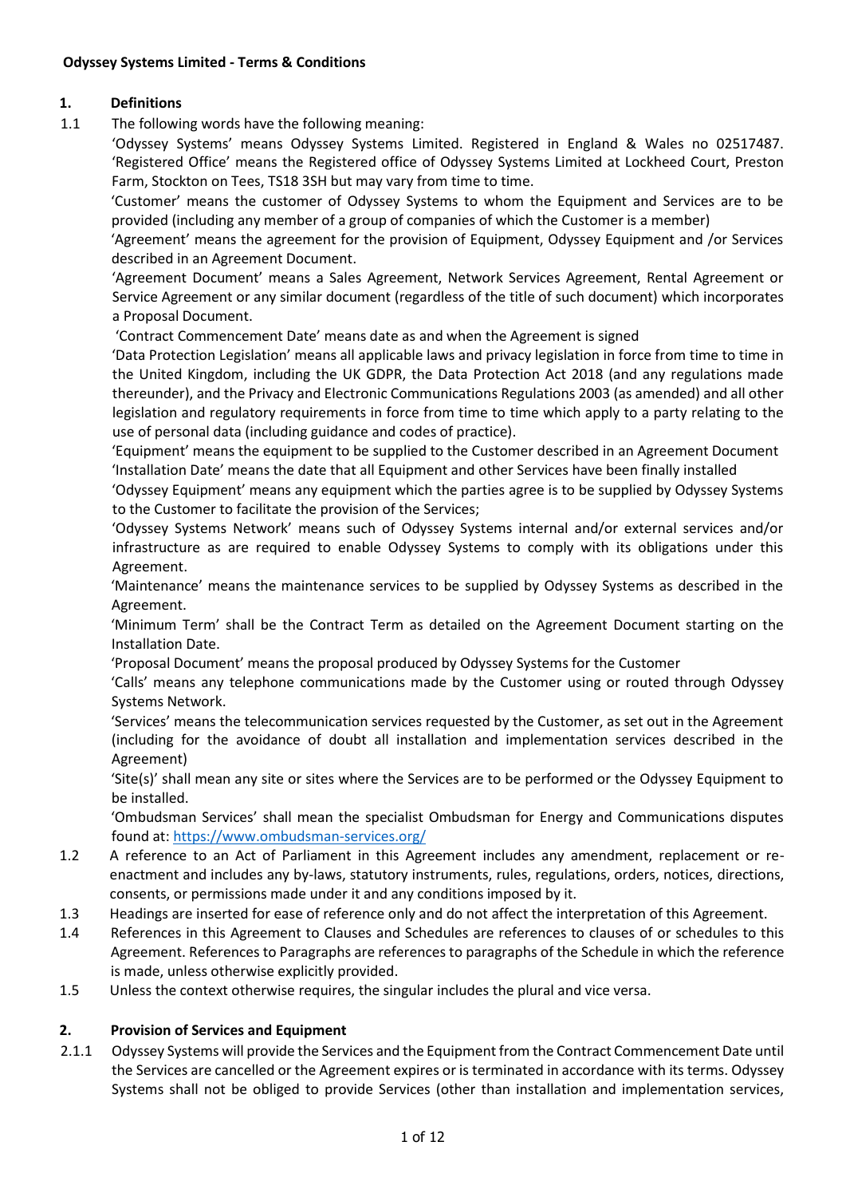**Odyssey Systems Limited - Terms & Conditions**

## 1. Definitions

1.1 The following words have the following meaning:

'Odyssey Systems' means Odyssey Systems Limited. Registered in England & Wales no 02517487. 'Registered Office' means the Registered office of Odyssey Systems Limited at Lockheed Court, Preston Farm, Stockton on Tees, TS18 3SH but may vary from time to time.

'Customer' means the customer of Odyssey Systems to whom the Equipment and Services are to be provided (including any member of a group of companies of which the Customer is a member)

'Agreement' means the agreement for the provision of Equipment, Odyssey Equipment and /or Services described in an Agreement Document.

'Agreement Document' means a Sales Agreement, Network Services Agreement, Rental Agreement or Service Agreement or any similar document (regardless of the title of such document) which incorporates a Proposal Document.

'Contract Commencement Date' means date as and when the Agreement is signed

'Data Protection Legislation' means all applicable laws and privacy legislation in force from time to time in the United Kingdom, including the UK GDPR, the Data Protection Act 2018 (and any regulations made thereunder), and the Privacy and Electronic Communications Regulations 2003 (as amended) and all other legislation and regulatory requirements in force from time to time which apply to a party relating to the use of personal data (including guidance and codes of practice).

'Equipment' means the equipment to be supplied to the Customer described in an Agreement Document

'Installation Date' means the date that all Equipment and other Services have been finally installed

'Odyssey Equipment' means any equipment which the parties agree is to be supplied by Odyssey Systems to the Customer to facilitate the provision of the Services;

'Odyssey Systems Network' means such of Odyssey Systems internal and/or external services and/or infrastructure as are required to enable Odyssey Systems to comply with its obligations under this Agreement.

'Maintenance' means the maintenance services to be supplied by Odyssey Systems as described in the Agreement.

'Minimum Term' shall be the Contract Term as detailed on the Agreement Document starting on the Installation Date.

'Proposal Document' means the proposal produced by Odyssey Systems for the Customer

'Calls' means any telephone communications made by the Customer using or routed through Odyssey Systems Network.

'Services' means the telecommunication services requested by the Customer, as set out in the Agreement (including for the avoidance of doubt all installation and implementation services described in the Agreement)

'Site(s)' shall mean any site or sites where the Services are to be performed or the Odyssey Equipment to be installed.

'Ombudsman Services' shall mean the specialist Ombudsman for Energy and Communications disputes found at: https://www.ombudsman-services.org/

1.2 A reference to an Act of Parliament in this Agreement includes any amendment, replacement or re-enactment and includes any by-laws, statutory instruments, rules, regulations, orders, notices, directions, consents, or permissions made under it and any conditions imposed by it.

1.3 Headings are inserted for ease of reference only and do not affect the interpretation of this Agreement.

1.4 References in this Agreement to Clauses and Schedules are references to clauses of or schedules to this Agreement. References to Paragraphs are references to paragraphs of the Schedule in which the reference is made, unless otherwise explicitly provided.

1.5 Unless the context otherwise requires, the singular includes the plural and vice versa.

## 2. Provision of Services and Equipment

2.1.1 Odyssey Systems will provide the Services and the Equipment from the Contract Commencement Date until the Services are cancelled or the Agreement expires or is terminated in accordance with its terms. Odyssey Systems shall not be obliged to provide Services (other than installation and implementation services,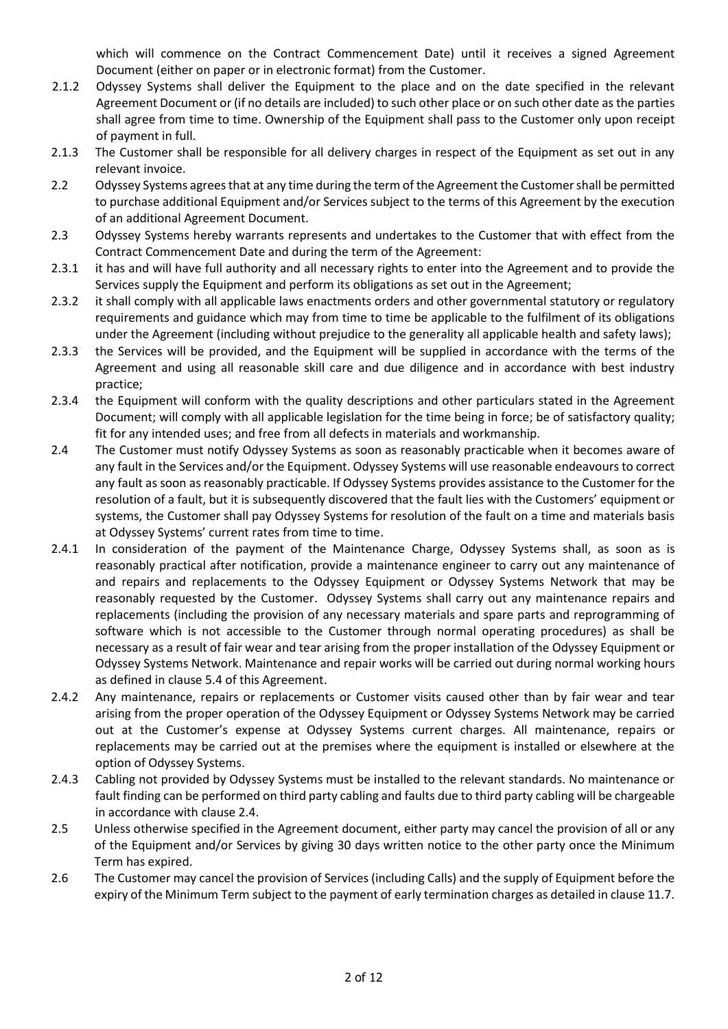which will commence on the Contract Commencement Date) until it receives a signed Agreement Document (either on paper or in electronic format) from the Customer.

2.1.2 Odyssey Systems shall deliver the Equipment to the place and on the date specified in the relevant Agreement Document or (if no details are included) to such other place or on such other date as the parties shall agree from time to time. Ownership of the Equipment shall pass to the Customer only upon receipt of payment in full.

2.1.3 The Customer shall be responsible for all delivery charges in respect of the Equipment as set out in any relevant invoice.

2.2 Odyssey Systems agrees that at any time during the term of the Agreement the Customer shall be permitted to purchase additional Equipment and/or Services subject to the terms of this Agreement by the execution of an additional Agreement Document.

2.3 Odyssey Systems hereby warrants represents and undertakes to the Customer that with effect from the Contract Commencement Date and during the term of the Agreement:

2.3.1 it has and will have full authority and all necessary rights to enter into the Agreement and to provide the Services supply the Equipment and perform its obligations as set out in the Agreement;

2.3.2 it shall comply with all applicable laws enactments orders and other governmental statutory or regulatory requirements and guidance which may from time to time be applicable to the fulfilment of its obligations under the Agreement (including without prejudice to the generality all applicable health and safety laws);

2.3.3 the Services will be provided, and the Equipment will be supplied in accordance with the terms of the Agreement and using all reasonable skill care and due diligence and in accordance with best industry practice;

2.3.4 the Equipment will conform with the quality descriptions and other particulars stated in the Agreement Document; will comply with all applicable legislation for the time being in force; be of satisfactory quality; fit for any intended uses; and free from all defects in materials and workmanship.

2.4 The Customer must notify Odyssey Systems as soon as reasonably practicable when it becomes aware of any fault in the Services and/or the Equipment. Odyssey Systems will use reasonable endeavours to correct any fault as soon as reasonably practicable. If Odyssey Systems provides assistance to the Customer for the resolution of a fault, but it is subsequently discovered that the fault lies with the Customers' equipment or systems, the Customer shall pay Odyssey Systems for resolution of the fault on a time and materials basis at Odyssey Systems' current rates from time to time.

2.4.1 In consideration of the payment of the Maintenance Charge, Odyssey Systems shall, as soon as is reasonably practical after notification, provide a maintenance engineer to carry out any maintenance of and repairs and replacements to the Odyssey Equipment or Odyssey Systems Network that may be reasonably requested by the Customer. Odyssey Systems shall carry out any maintenance repairs and replacements (including the provision of any necessary materials and spare parts and reprogramming of software which is not accessible to the Customer through normal operating procedures) as shall be necessary as a result of fair wear and tear arising from the proper installation of the Odyssey Equipment or Odyssey Systems Network. Maintenance and repair works will be carried out during normal working hours as defined in clause 5.4 of this Agreement.

2.4.2 Any maintenance, repairs or replacements or Customer visits caused other than by fair wear and tear arising from the proper operation of the Odyssey Equipment or Odyssey Systems Network may be carried out at the Customer's expense at Odyssey Systems current charges. All maintenance, repairs or replacements may be carried out at the premises where the equipment is installed or elsewhere at the option of Odyssey Systems.

2.4.3 Cabling not provided by Odyssey Systems must be installed to the relevant standards. No maintenance or fault finding can be performed on third party cabling and faults due to third party cabling will be chargeable in accordance with clause 2.4.

2.5 Unless otherwise specified in the Agreement document, either party may cancel the provision of all or any of the Equipment and/or Services by giving 30 days written notice to the other party once the Minimum Term has expired.

2.6 The Customer may cancel the provision of Services (including Calls) and the supply of Equipment before the expiry of the Minimum Term subject to the payment of early termination charges as detailed in clause 11.7.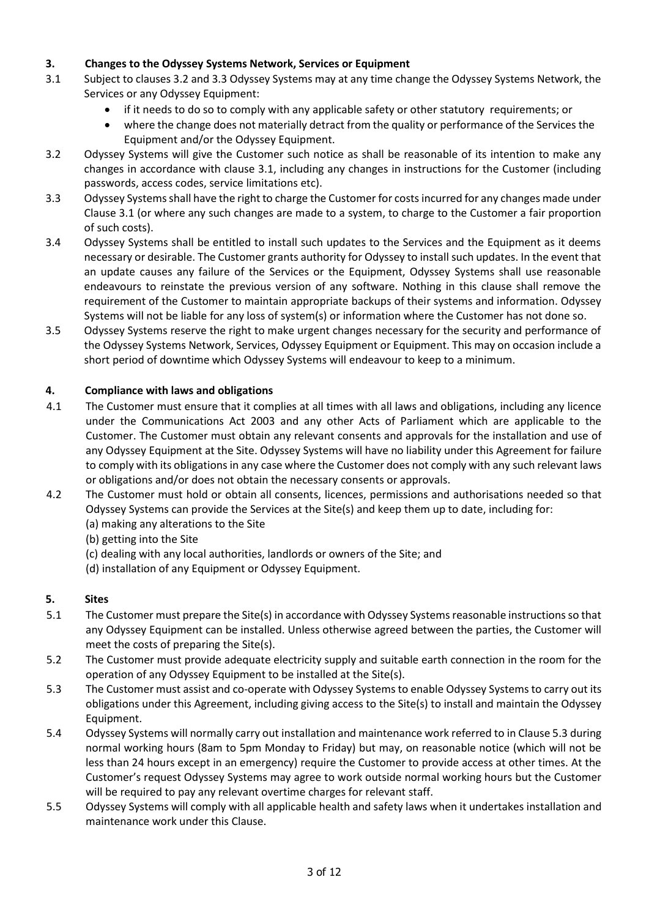## 3. Changes to the Odyssey Systems Network, Services or Equipment

3.1 Subject to clauses 3.2 and 3.3 Odyssey Systems may at any time change the Odyssey Systems Network, the Services or any Odyssey Equipment:

- if it needs to do so to comply with any applicable safety or other statutory requirements; or
- where the change does not materially detract from the quality or performance of the Services the Equipment and/or the Odyssey Equipment.

3.2 Odyssey Systems will give the Customer such notice as shall be reasonable of its intention to make any changes in accordance with clause 3.1, including any changes in instructions for the Customer (including passwords, access codes, service limitations etc).

3.3 Odyssey Systems shall have the right to charge the Customer for costs incurred for any changes made under Clause 3.1 (or where any such changes are made to a system, to charge to the Customer a fair proportion of such costs).

3.4 Odyssey Systems shall be entitled to install such updates to the Services and the Equipment as it deems necessary or desirable. The Customer grants authority for Odyssey to install such updates. In the event that an update causes any failure of the Services or the Equipment, Odyssey Systems shall use reasonable endeavours to reinstate the previous version of any software. Nothing in this clause shall remove the requirement of the Customer to maintain appropriate backups of their systems and information. Odyssey Systems will not be liable for any loss of system(s) or information where the Customer has not done so.

3.5 Odyssey Systems reserve the right to make urgent changes necessary for the security and performance of the Odyssey Systems Network, Services, Odyssey Equipment or Equipment. This may on occasion include a short period of downtime which Odyssey Systems will endeavour to keep to a minimum.

## 4. Compliance with laws and obligations

4.1 The Customer must ensure that it complies at all times with all laws and obligations, including any licence under the Communications Act 2003 and any other Acts of Parliament which are applicable to the Customer. The Customer must obtain any relevant consents and approvals for the installation and use of any Odyssey Equipment at the Site. Odyssey Systems will have no liability under this Agreement for failure to comply with its obligations in any case where the Customer does not comply with any such relevant laws or obligations and/or does not obtain the necessary consents or approvals.

4.2 The Customer must hold or obtain all consents, licences, permissions and authorisations needed so that Odyssey Systems can provide the Services at the Site(s) and keep them up to date, including for:

(a) making any alterations to the Site

(b) getting into the Site

(c) dealing with any local authorities, landlords or owners of the Site; and

(d) installation of any Equipment or Odyssey Equipment.

## 5. Sites

5.1 The Customer must prepare the Site(s) in accordance with Odyssey Systems reasonable instructions so that any Odyssey Equipment can be installed. Unless otherwise agreed between the parties, the Customer will meet the costs of preparing the Site(s).

5.2 The Customer must provide adequate electricity supply and suitable earth connection in the room for the operation of any Odyssey Equipment to be installed at the Site(s).

5.3 The Customer must assist and co-operate with Odyssey Systems to enable Odyssey Systems to carry out its obligations under this Agreement, including giving access to the Site(s) to install and maintain the Odyssey Equipment.

5.4 Odyssey Systems will normally carry out installation and maintenance work referred to in Clause 5.3 during normal working hours (8am to 5pm Monday to Friday) but may, on reasonable notice (which will not be less than 24 hours except in an emergency) require the Customer to provide access at other times. At the Customer's request Odyssey Systems may agree to work outside normal working hours but the Customer will be required to pay any relevant overtime charges for relevant staff.

5.5 Odyssey Systems will comply with all applicable health and safety laws when it undertakes installation and maintenance work under this Clause.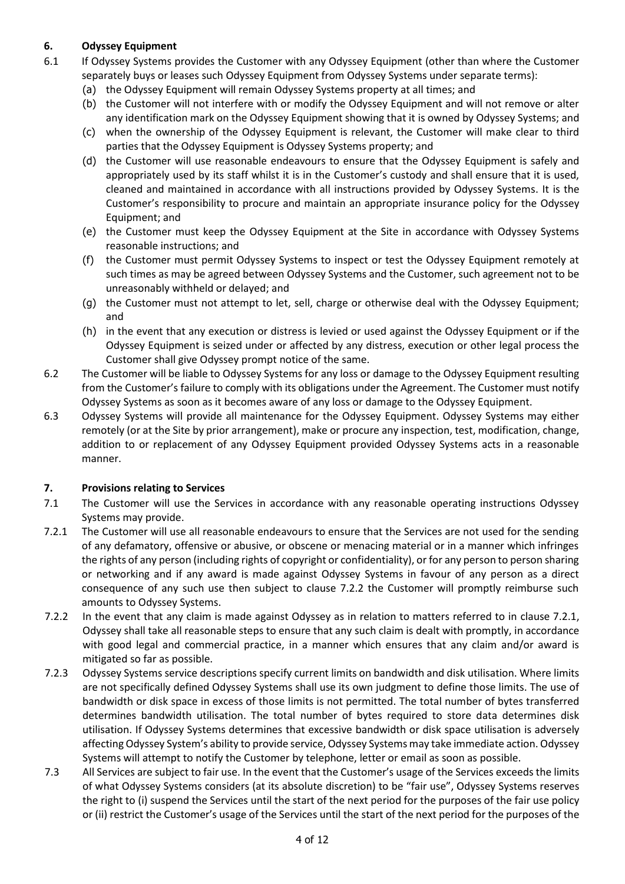## 6. Odyssey Equipment

6.1 If Odyssey Systems provides the Customer with any Odyssey Equipment (other than where the Customer separately buys or leases such Odyssey Equipment from Odyssey Systems under separate terms):

(a) the Odyssey Equipment will remain Odyssey Systems property at all times; and

(b) the Customer will not interfere with or modify the Odyssey Equipment and will not remove or alter any identification mark on the Odyssey Equipment showing that it is owned by Odyssey Systems; and

(c) when the ownership of the Odyssey Equipment is relevant, the Customer will make clear to third parties that the Odyssey Equipment is Odyssey Systems property; and

(d) the Customer will use reasonable endeavours to ensure that the Odyssey Equipment is safely and appropriately used by its staff whilst it is in the Customer's custody and shall ensure that it is used, cleaned and maintained in accordance with all instructions provided by Odyssey Systems. It is the Customer's responsibility to procure and maintain an appropriate insurance policy for the Odyssey Equipment; and

(e) the Customer must keep the Odyssey Equipment at the Site in accordance with Odyssey Systems reasonable instructions; and

(f) the Customer must permit Odyssey Systems to inspect or test the Odyssey Equipment remotely at such times as may be agreed between Odyssey Systems and the Customer, such agreement not to be unreasonably withheld or delayed; and

(g) the Customer must not attempt to let, sell, charge or otherwise deal with the Odyssey Equipment; and

(h) in the event that any execution or distress is levied or used against the Odyssey Equipment or if the Odyssey Equipment is seized under or affected by any distress, execution or other legal process the Customer shall give Odyssey prompt notice of the same.

6.2 The Customer will be liable to Odyssey Systems for any loss or damage to the Odyssey Equipment resulting from the Customer's failure to comply with its obligations under the Agreement. The Customer must notify Odyssey Systems as soon as it becomes aware of any loss or damage to the Odyssey Equipment.

6.3 Odyssey Systems will provide all maintenance for the Odyssey Equipment. Odyssey Systems may either remotely (or at the Site by prior arrangement), make or procure any inspection, test, modification, change, addition to or replacement of any Odyssey Equipment provided Odyssey Systems acts in a reasonable manner.

## 7. Provisions relating to Services

7.1 The Customer will use the Services in accordance with any reasonable operating instructions Odyssey Systems may provide.

7.2.1 The Customer will use all reasonable endeavours to ensure that the Services are not used for the sending of any defamatory, offensive or abusive, or obscene or menacing material or in a manner which infringes the rights of any person (including rights of copyright or confidentiality), or for any person to person sharing or networking and if any award is made against Odyssey Systems in favour of any person as a direct consequence of any such use then subject to clause 7.2.2 the Customer will promptly reimburse such amounts to Odyssey Systems.

7.2.2 In the event that any claim is made against Odyssey as in relation to matters referred to in clause 7.2.1, Odyssey shall take all reasonable steps to ensure that any such claim is dealt with promptly, in accordance with good legal and commercial practice, in a manner which ensures that any claim and/or award is mitigated so far as possible.

7.2.3 Odyssey Systems service descriptions specify current limits on bandwidth and disk utilisation. Where limits are not specifically defined Odyssey Systems shall use its own judgment to define those limits. The use of bandwidth or disk space in excess of those limits is not permitted. The total number of bytes transferred determines bandwidth utilisation. The total number of bytes required to store data determines disk utilisation. If Odyssey Systems determines that excessive bandwidth or disk space utilisation is adversely affecting Odyssey System's ability to provide service, Odyssey Systems may take immediate action. Odyssey Systems will attempt to notify the Customer by telephone, letter or email as soon as possible.

7.3 All Services are subject to fair use. In the event that the Customer's usage of the Services exceeds the limits of what Odyssey Systems considers (at its absolute discretion) to be "fair use", Odyssey Systems reserves the right to (i) suspend the Services until the start of the next period for the purposes of the fair use policy or (ii) restrict the Customer's usage of the Services until the start of the next period for the purposes of the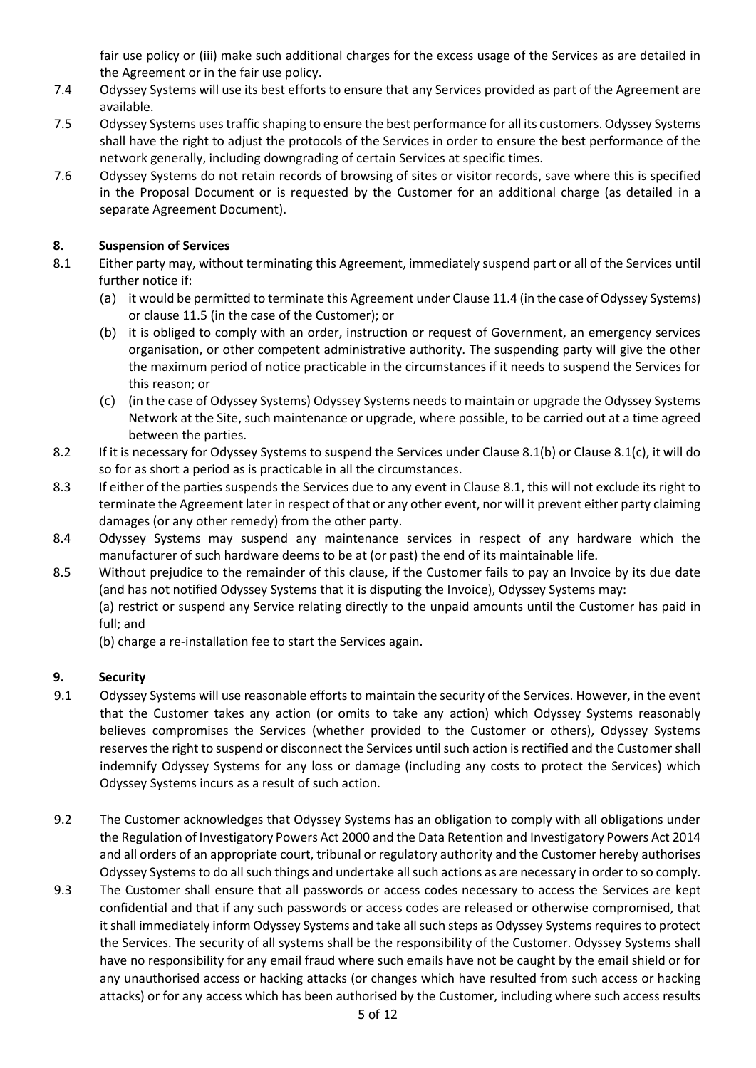fair use policy or (iii) make such additional charges for the excess usage of the Services as are detailed in the Agreement or in the fair use policy.

7.4 Odyssey Systems will use its best efforts to ensure that any Services provided as part of the Agreement are available.

7.5 Odyssey Systems uses traffic shaping to ensure the best performance for all its customers. Odyssey Systems shall have the right to adjust the protocols of the Services in order to ensure the best performance of the network generally, including downgrading of certain Services at specific times.

7.6 Odyssey Systems do not retain records of browsing of sites or visitor records, save where this is specified in the Proposal Document or is requested by the Customer for an additional charge (as detailed in a separate Agreement Document).

## 8. Suspension of Services

8.1 Either party may, without terminating this Agreement, immediately suspend part or all of the Services until further notice if:

(a) it would be permitted to terminate this Agreement under Clause 11.4 (in the case of Odyssey Systems) or clause 11.5 (in the case of the Customer); or

(b) it is obliged to comply with an order, instruction or request of Government, an emergency services organisation, or other competent administrative authority. The suspending party will give the other the maximum period of notice practicable in the circumstances if it needs to suspend the Services for this reason; or

(c) (in the case of Odyssey Systems) Odyssey Systems needs to maintain or upgrade the Odyssey Systems Network at the Site, such maintenance or upgrade, where possible, to be carried out at a time agreed between the parties.

8.2 If it is necessary for Odyssey Systems to suspend the Services under Clause 8.1(b) or Clause 8.1(c), it will do so for as short a period as is practicable in all the circumstances.

8.3 If either of the parties suspends the Services due to any event in Clause 8.1, this will not exclude its right to terminate the Agreement later in respect of that or any other event, nor will it prevent either party claiming damages (or any other remedy) from the other party.

8.4 Odyssey Systems may suspend any maintenance services in respect of any hardware which the manufacturer of such hardware deems to be at (or past) the end of its maintainable life.

8.5 Without prejudice to the remainder of this clause, if the Customer fails to pay an Invoice by its due date (and has not notified Odyssey Systems that it is disputing the Invoice), Odyssey Systems may:

(a) restrict or suspend any Service relating directly to the unpaid amounts until the Customer has paid in full; and

(b) charge a re-installation fee to start the Services again.

## 9. Security

9.1 Odyssey Systems will use reasonable efforts to maintain the security of the Services. However, in the event that the Customer takes any action (or omits to take any action) which Odyssey Systems reasonably believes compromises the Services (whether provided to the Customer or others), Odyssey Systems reserves the right to suspend or disconnect the Services until such action is rectified and the Customer shall indemnify Odyssey Systems for any loss or damage (including any costs to protect the Services) which Odyssey Systems incurs as a result of such action.

9.2 The Customer acknowledges that Odyssey Systems has an obligation to comply with all obligations under the Regulation of Investigatory Powers Act 2000 and the Data Retention and Investigatory Powers Act 2014 and all orders of an appropriate court, tribunal or regulatory authority and the Customer hereby authorises Odyssey Systems to do all such things and undertake all such actions as are necessary in order to so comply.

9.3 The Customer shall ensure that all passwords or access codes necessary to access the Services are kept confidential and that if any such passwords or access codes are released or otherwise compromised, that it shall immediately inform Odyssey Systems and take all such steps as Odyssey Systems requires to protect the Services. The security of all systems shall be the responsibility of the Customer. Odyssey Systems shall have no responsibility for any email fraud where such emails have not be caught by the email shield or for any unauthorised access or hacking attacks (or changes which have resulted from such access or hacking attacks) or for any access which has been authorised by the Customer, including where such access results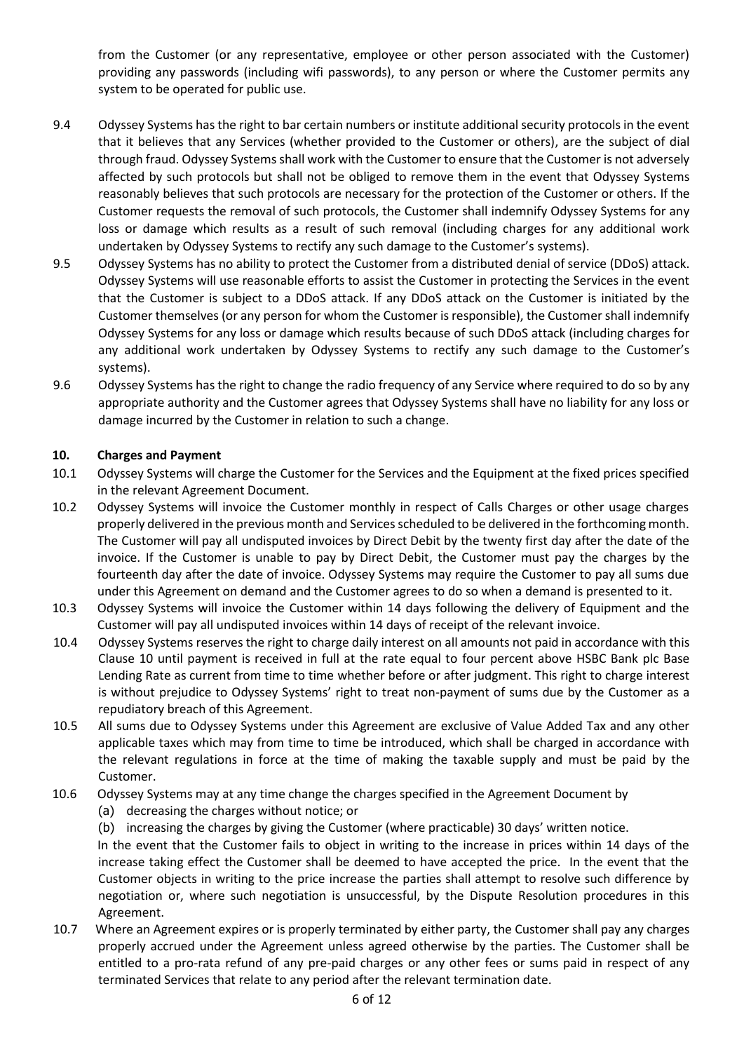from the Customer (or any representative, employee or other person associated with the Customer) providing any passwords (including wifi passwords), to any person or where the Customer permits any system to be operated for public use.

9.4 Odyssey Systems has the right to bar certain numbers or institute additional security protocols in the event that it believes that any Services (whether provided to the Customer or others), are the subject of dial through fraud. Odyssey Systems shall work with the Customer to ensure that the Customer is not adversely affected by such protocols but shall not be obliged to remove them in the event that Odyssey Systems reasonably believes that such protocols are necessary for the protection of the Customer or others. If the Customer requests the removal of such protocols, the Customer shall indemnify Odyssey Systems for any loss or damage which results as a result of such removal (including charges for any additional work undertaken by Odyssey Systems to rectify any such damage to the Customer's systems).

9.5 Odyssey Systems has no ability to protect the Customer from a distributed denial of service (DDoS) attack. Odyssey Systems will use reasonable efforts to assist the Customer in protecting the Services in the event that the Customer is subject to a DDoS attack. If any DDoS attack on the Customer is initiated by the Customer themselves (or any person for whom the Customer is responsible), the Customer shall indemnify Odyssey Systems for any loss or damage which results because of such DDoS attack (including charges for any additional work undertaken by Odyssey Systems to rectify any such damage to the Customer's systems).

9.6 Odyssey Systems has the right to change the radio frequency of any Service where required to do so by any appropriate authority and the Customer agrees that Odyssey Systems shall have no liability for any loss or damage incurred by the Customer in relation to such a change.

**10. Charges and Payment**

10.1 Odyssey Systems will charge the Customer for the Services and the Equipment at the fixed prices specified in the relevant Agreement Document.

10.2 Odyssey Systems will invoice the Customer monthly in respect of Calls Charges or other usage charges properly delivered in the previous month and Services scheduled to be delivered in the forthcoming month. The Customer will pay all undisputed invoices by Direct Debit by the twenty first day after the date of the invoice. If the Customer is unable to pay by Direct Debit, the Customer must pay the charges by the fourteenth day after the date of invoice. Odyssey Systems may require the Customer to pay all sums due under this Agreement on demand and the Customer agrees to do so when a demand is presented to it.

10.3 Odyssey Systems will invoice the Customer within 14 days following the delivery of Equipment and the Customer will pay all undisputed invoices within 14 days of receipt of the relevant invoice.

10.4 Odyssey Systems reserves the right to charge daily interest on all amounts not paid in accordance with this Clause 10 until payment is received in full at the rate equal to four percent above HSBC Bank plc Base Lending Rate as current from time to time whether before or after judgment. This right to charge interest is without prejudice to Odyssey Systems' right to treat non-payment of sums due by the Customer as a repudiatory breach of this Agreement.

10.5 All sums due to Odyssey Systems under this Agreement are exclusive of Value Added Tax and any other applicable taxes which may from time to time be introduced, which shall be charged in accordance with the relevant regulations in force at the time of making the taxable supply and must be paid by the Customer.

10.6 Odyssey Systems may at any time change the charges specified in the Agreement Document by

(a) decreasing the charges without notice; or

(b) increasing the charges by giving the Customer (where practicable) 30 days' written notice.

In the event that the Customer fails to object in writing to the increase in prices within 14 days of the increase taking effect the Customer shall be deemed to have accepted the price. In the event that the Customer objects in writing to the price increase the parties shall attempt to resolve such difference by negotiation or, where such negotiation is unsuccessful, by the Dispute Resolution procedures in this Agreement.

10.7 Where an Agreement expires or is properly terminated by either party, the Customer shall pay any charges properly accrued under the Agreement unless agreed otherwise by the parties. The Customer shall be entitled to a pro-rata refund of any pre-paid charges or any other fees or sums paid in respect of any terminated Services that relate to any period after the relevant termination date.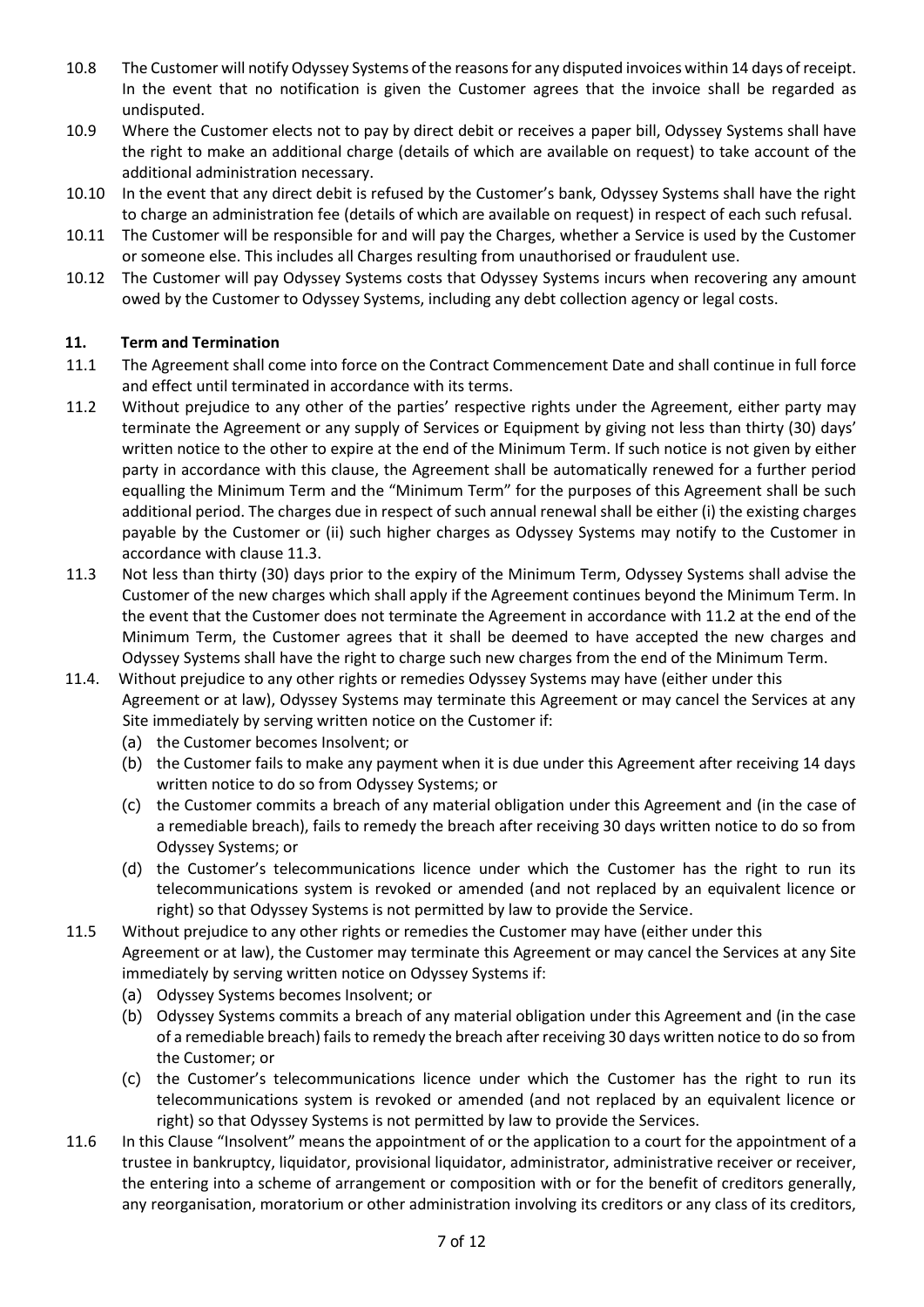10.8 The Customer will notify Odyssey Systems of the reasons for any disputed invoices within 14 days of receipt. In the event that no notification is given the Customer agrees that the invoice shall be regarded as undisputed.

10.9 Where the Customer elects not to pay by direct debit or receives a paper bill, Odyssey Systems shall have the right to make an additional charge (details of which are available on request) to take account of the additional administration necessary.

10.10 In the event that any direct debit is refused by the Customer's bank, Odyssey Systems shall have the right to charge an administration fee (details of which are available on request) in respect of each such refusal.

10.11 The Customer will be responsible for and will pay the Charges, whether a Service is used by the Customer or someone else. This includes all Charges resulting from unauthorised or fraudulent use.

10.12 The Customer will pay Odyssey Systems costs that Odyssey Systems incurs when recovering any amount owed by the Customer to Odyssey Systems, including any debt collection agency or legal costs.

## 11. Term and Termination

11.1 The Agreement shall come into force on the Contract Commencement Date and shall continue in full force and effect until terminated in accordance with its terms.

11.2 Without prejudice to any other of the parties' respective rights under the Agreement, either party may terminate the Agreement or any supply of Services or Equipment by giving not less than thirty (30) days' written notice to the other to expire at the end of the Minimum Term. If such notice is not given by either party in accordance with this clause, the Agreement shall be automatically renewed for a further period equalling the Minimum Term and the "Minimum Term" for the purposes of this Agreement shall be such additional period. The charges due in respect of such annual renewal shall be either (i) the existing charges payable by the Customer or (ii) such higher charges as Odyssey Systems may notify to the Customer in accordance with clause 11.3.

11.3 Not less than thirty (30) days prior to the expiry of the Minimum Term, Odyssey Systems shall advise the Customer of the new charges which shall apply if the Agreement continues beyond the Minimum Term. In the event that the Customer does not terminate the Agreement in accordance with 11.2 at the end of the Minimum Term, the Customer agrees that it shall be deemed to have accepted the new charges and Odyssey Systems shall have the right to charge such new charges from the end of the Minimum Term.

11.4. Without prejudice to any other rights or remedies Odyssey Systems may have (either under this Agreement or at law), Odyssey Systems may terminate this Agreement or may cancel the Services at any Site immediately by serving written notice on the Customer if:

(a) the Customer becomes Insolvent; or

(b) the Customer fails to make any payment when it is due under this Agreement after receiving 14 days written notice to do so from Odyssey Systems; or

(c) the Customer commits a breach of any material obligation under this Agreement and (in the case of a remediable breach), fails to remedy the breach after receiving 30 days written notice to do so from Odyssey Systems; or

(d) the Customer's telecommunications licence under which the Customer has the right to run its telecommunications system is revoked or amended (and not replaced by an equivalent licence or right) so that Odyssey Systems is not permitted by law to provide the Service.

11.5 Without prejudice to any other rights or remedies the Customer may have (either under this Agreement or at law), the Customer may terminate this Agreement or may cancel the Services at any Site immediately by serving written notice on Odyssey Systems if:

(a) Odyssey Systems becomes Insolvent; or

(b) Odyssey Systems commits a breach of any material obligation under this Agreement and (in the case of a remediable breach) fails to remedy the breach after receiving 30 days written notice to do so from the Customer; or

(c) the Customer's telecommunications licence under which the Customer has the right to run its telecommunications system is revoked or amended (and not replaced by an equivalent licence or right) so that Odyssey Systems is not permitted by law to provide the Services.

11.6 In this Clause "Insolvent" means the appointment of or the application to a court for the appointment of a trustee in bankruptcy, liquidator, provisional liquidator, administrator, administrative receiver or receiver, the entering into a scheme of arrangement or composition with or for the benefit of creditors generally, any reorganisation, moratorium or other administration involving its creditors or any class of its creditors,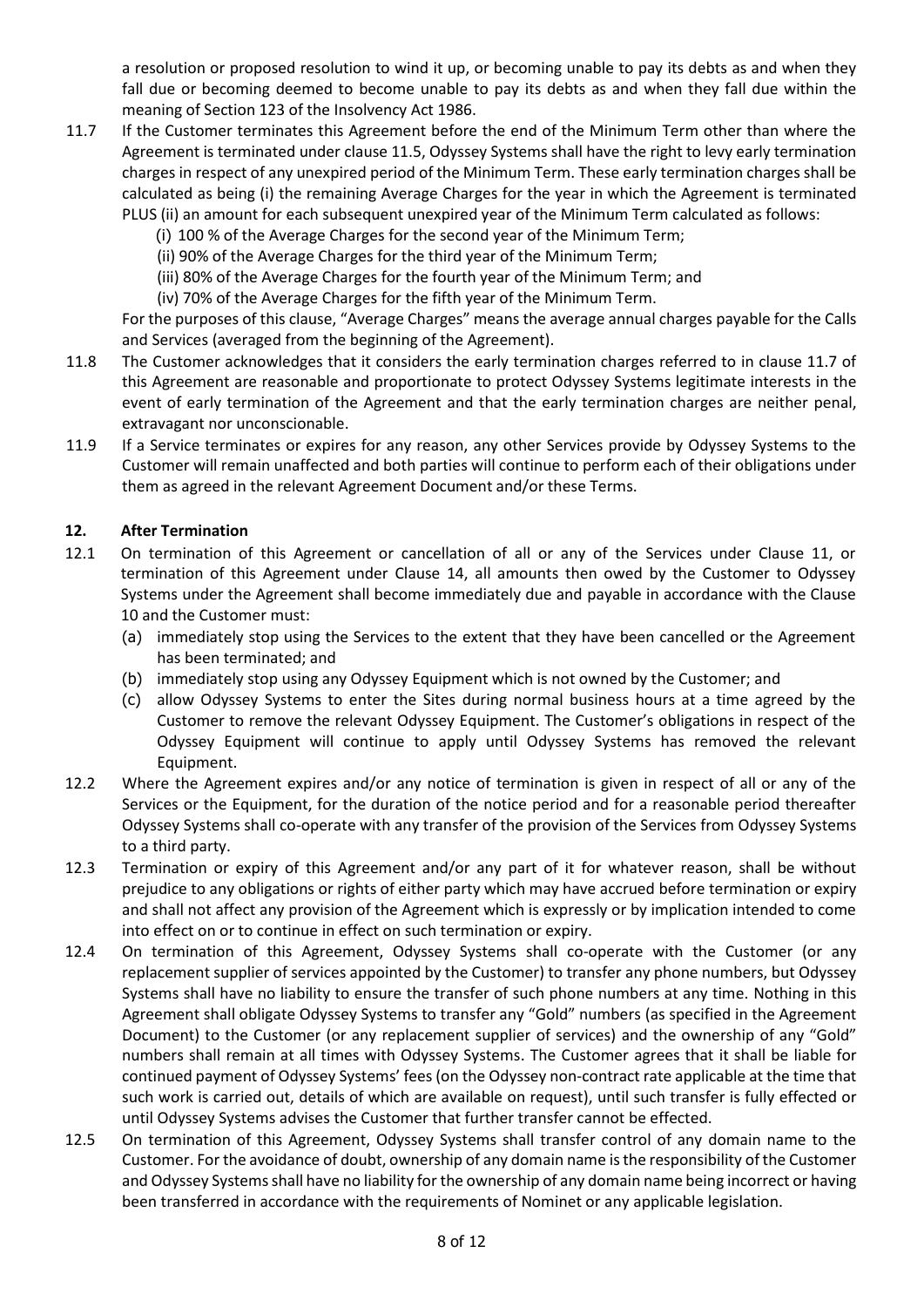a resolution or proposed resolution to wind it up, or becoming unable to pay its debts as and when they fall due or becoming deemed to become unable to pay its debts as and when they fall due within the meaning of Section 123 of the Insolvency Act 1986.

11.7 If the Customer terminates this Agreement before the end of the Minimum Term other than where the Agreement is terminated under clause 11.5, Odyssey Systems shall have the right to levy early termination charges in respect of any unexpired period of the Minimum Term. These early termination charges shall be calculated as being (i) the remaining Average Charges for the year in which the Agreement is terminated PLUS (ii) an amount for each subsequent unexpired year of the Minimum Term calculated as follows:

  (i) 100 % of the Average Charges for the second year of the Minimum Term;
  (ii) 90% of the Average Charges for the third year of the Minimum Term;
  (iii) 80% of the Average Charges for the fourth year of the Minimum Term; and
  (iv) 70% of the Average Charges for the fifth year of the Minimum Term.

  For the purposes of this clause, "Average Charges" means the average annual charges payable for the Calls and Services (averaged from the beginning of the Agreement).

11.8 The Customer acknowledges that it considers the early termination charges referred to in clause 11.7 of this Agreement are reasonable and proportionate to protect Odyssey Systems legitimate interests in the event of early termination of the Agreement and that the early termination charges are neither penal, extravagant nor unconscionable.

11.9 If a Service terminates or expires for any reason, any other Services provide by Odyssey Systems to the Customer will remain unaffected and both parties will continue to perform each of their obligations under them as agreed in the relevant Agreement Document and/or these Terms.

## 12. After Termination

12.1 On termination of this Agreement or cancellation of all or any of the Services under Clause 11, or termination of this Agreement under Clause 14, all amounts then owed by the Customer to Odyssey Systems under the Agreement shall become immediately due and payable in accordance with the Clause 10 and the Customer must:

  (a) immediately stop using the Services to the extent that they have been cancelled or the Agreement has been terminated; and
  (b) immediately stop using any Odyssey Equipment which is not owned by the Customer; and
  (c) allow Odyssey Systems to enter the Sites during normal business hours at a time agreed by the Customer to remove the relevant Odyssey Equipment. The Customer's obligations in respect of the Odyssey Equipment will continue to apply until Odyssey Systems has removed the relevant Equipment.

12.2 Where the Agreement expires and/or any notice of termination is given in respect of all or any of the Services or the Equipment, for the duration of the notice period and for a reasonable period thereafter Odyssey Systems shall co-operate with any transfer of the provision of the Services from Odyssey Systems to a third party.

12.3 Termination or expiry of this Agreement and/or any part of it for whatever reason, shall be without prejudice to any obligations or rights of either party which may have accrued before termination or expiry and shall not affect any provision of the Agreement which is expressly or by implication intended to come into effect on or to continue in effect on such termination or expiry.

12.4 On termination of this Agreement, Odyssey Systems shall co-operate with the Customer (or any replacement supplier of services appointed by the Customer) to transfer any phone numbers, but Odyssey Systems shall have no liability to ensure the transfer of such phone numbers at any time. Nothing in this Agreement shall obligate Odyssey Systems to transfer any "Gold" numbers (as specified in the Agreement Document) to the Customer (or any replacement supplier of services) and the ownership of any "Gold" numbers shall remain at all times with Odyssey Systems. The Customer agrees that it shall be liable for continued payment of Odyssey Systems' fees (on the Odyssey non-contract rate applicable at the time that such work is carried out, details of which are available on request), until such transfer is fully effected or until Odyssey Systems advises the Customer that further transfer cannot be effected.

12.5 On termination of this Agreement, Odyssey Systems shall transfer control of any domain name to the Customer. For the avoidance of doubt, ownership of any domain name is the responsibility of the Customer and Odyssey Systems shall have no liability for the ownership of any domain name being incorrect or having been transferred in accordance with the requirements of Nominet or any applicable legislation.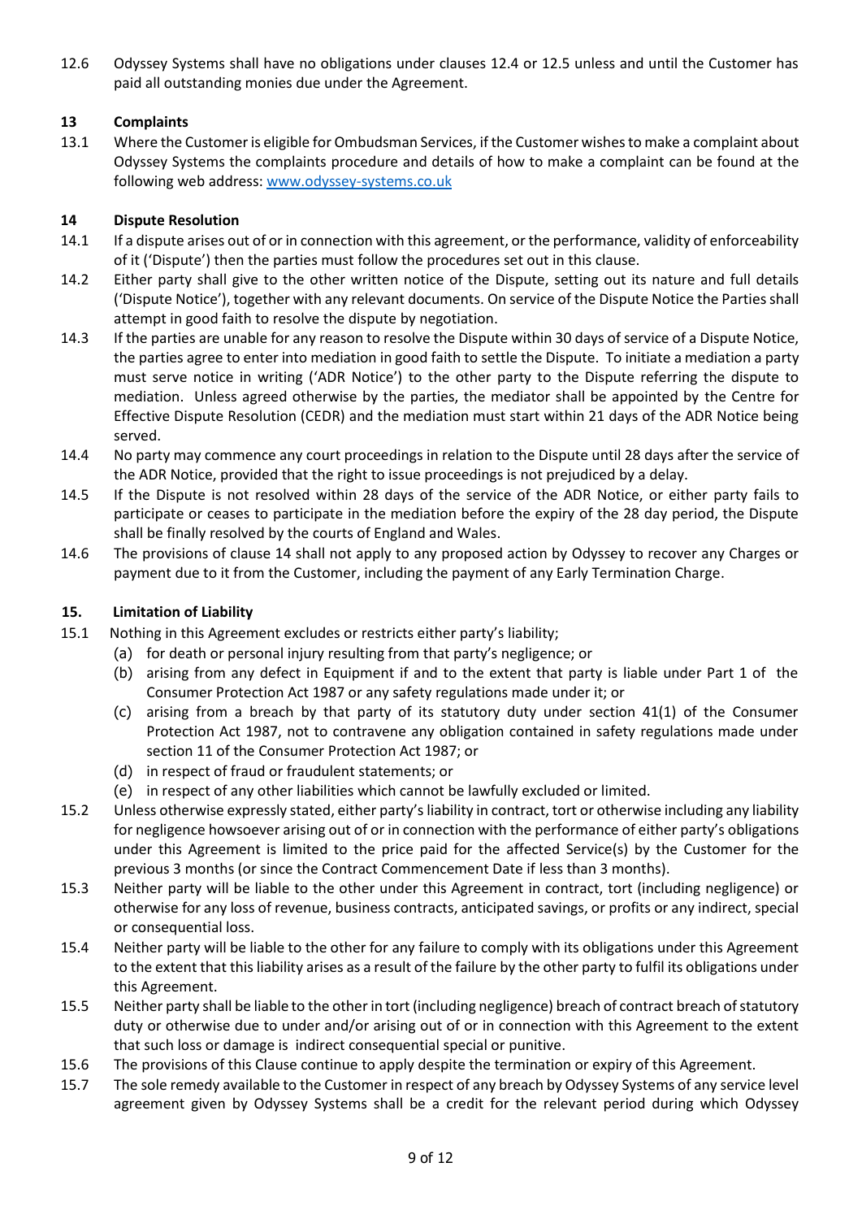12.6 Odyssey Systems shall have no obligations under clauses 12.4 or 12.5 unless and until the Customer has paid all outstanding monies due under the Agreement.

**13 Complaints**

13.1 Where the Customer is eligible for Ombudsman Services, if the Customer wishes to make a complaint about Odyssey Systems the complaints procedure and details of how to make a complaint can be found at the following web address: www.odyssey-systems.co.uk

**14 Dispute Resolution**

14.1 If a dispute arises out of or in connection with this agreement, or the performance, validity of enforceability of it ('Dispute') then the parties must follow the procedures set out in this clause.

14.2 Either party shall give to the other written notice of the Dispute, setting out its nature and full details ('Dispute Notice'), together with any relevant documents. On service of the Dispute Notice the Parties shall attempt in good faith to resolve the dispute by negotiation.

14.3 If the parties are unable for any reason to resolve the Dispute within 30 days of service of a Dispute Notice, the parties agree to enter into mediation in good faith to settle the Dispute. To initiate a mediation a party must serve notice in writing ('ADR Notice') to the other party to the Dispute referring the dispute to mediation. Unless agreed otherwise by the parties, the mediator shall be appointed by the Centre for Effective Dispute Resolution (CEDR) and the mediation must start within 21 days of the ADR Notice being served.

14.4 No party may commence any court proceedings in relation to the Dispute until 28 days after the service of the ADR Notice, provided that the right to issue proceedings is not prejudiced by a delay.

14.5 If the Dispute is not resolved within 28 days of the service of the ADR Notice, or either party fails to participate or ceases to participate in the mediation before the expiry of the 28 day period, the Dispute shall be finally resolved by the courts of England and Wales.

14.6 The provisions of clause 14 shall not apply to any proposed action by Odyssey to recover any Charges or payment due to it from the Customer, including the payment of any Early Termination Charge.

**15. Limitation of Liability**

15.1 Nothing in this Agreement excludes or restricts either party's liability;

- (a) for death or personal injury resulting from that party's negligence; or
- (b) arising from any defect in Equipment if and to the extent that party is liable under Part 1 of the Consumer Protection Act 1987 or any safety regulations made under it; or
- (c) arising from a breach by that party of its statutory duty under section 41(1) of the Consumer Protection Act 1987, not to contravene any obligation contained in safety regulations made under section 11 of the Consumer Protection Act 1987; or
- (d) in respect of fraud or fraudulent statements; or
- (e) in respect of any other liabilities which cannot be lawfully excluded or limited.

15.2 Unless otherwise expressly stated, either party's liability in contract, tort or otherwise including any liability for negligence howsoever arising out of or in connection with the performance of either party's obligations under this Agreement is limited to the price paid for the affected Service(s) by the Customer for the previous 3 months (or since the Contract Commencement Date if less than 3 months).

15.3 Neither party will be liable to the other under this Agreement in contract, tort (including negligence) or otherwise for any loss of revenue, business contracts, anticipated savings, or profits or any indirect, special or consequential loss.

15.4 Neither party will be liable to the other for any failure to comply with its obligations under this Agreement to the extent that this liability arises as a result of the failure by the other party to fulfil its obligations under this Agreement.

15.5 Neither party shall be liable to the other in tort (including negligence) breach of contract breach of statutory duty or otherwise due to under and/or arising out of or in connection with this Agreement to the extent that such loss or damage is indirect consequential special or punitive.

15.6 The provisions of this Clause continue to apply despite the termination or expiry of this Agreement.

15.7 The sole remedy available to the Customer in respect of any breach by Odyssey Systems of any service level agreement given by Odyssey Systems shall be a credit for the relevant period during which Odyssey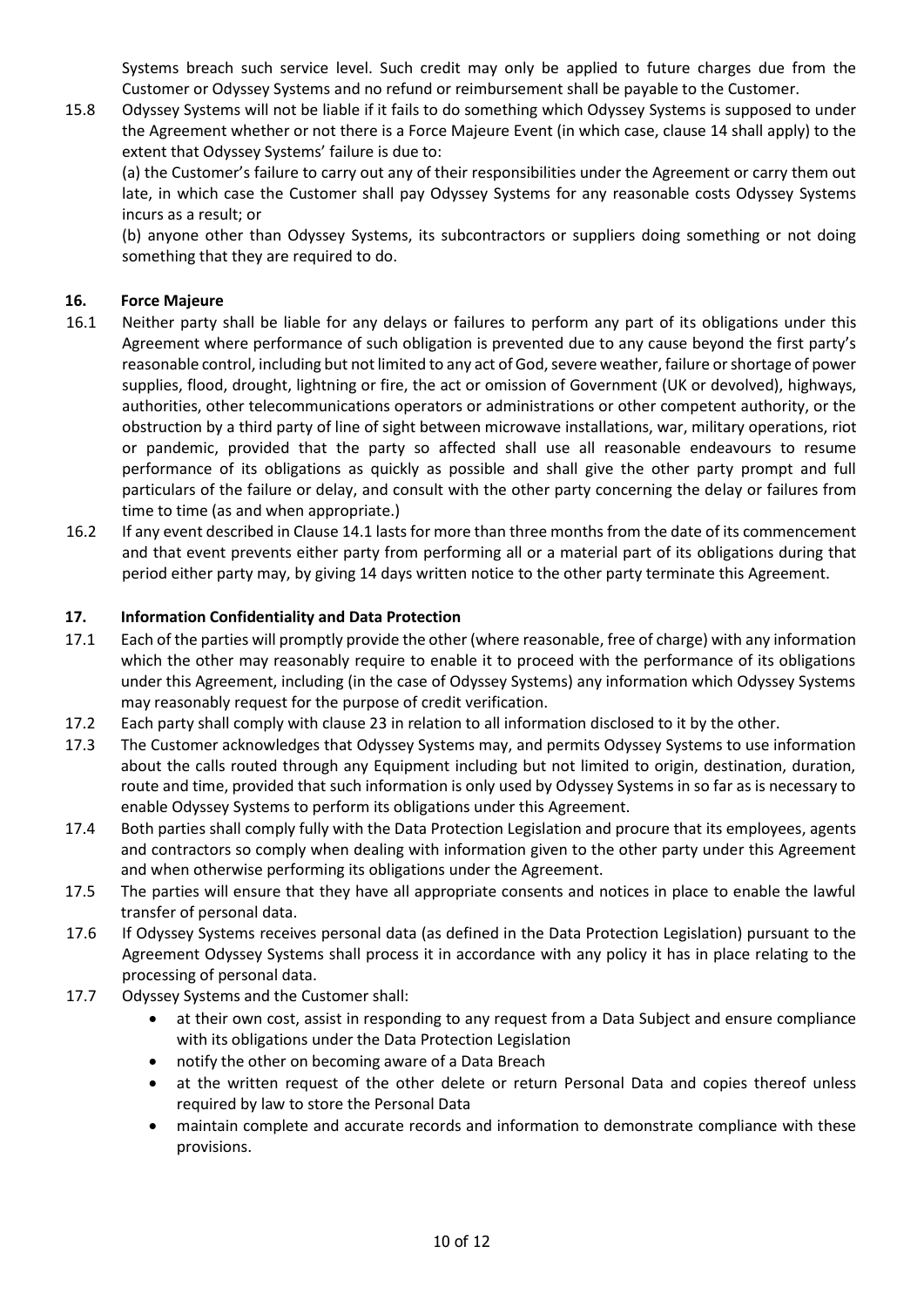Systems breach such service level. Such credit may only be applied to future charges due from the Customer or Odyssey Systems and no refund or reimbursement shall be payable to the Customer.

15.8 Odyssey Systems will not be liable if it fails to do something which Odyssey Systems is supposed to under the Agreement whether or not there is a Force Majeure Event (in which case, clause 14 shall apply) to the extent that Odyssey Systems' failure is due to:

(a) the Customer's failure to carry out any of their responsibilities under the Agreement or carry them out late, in which case the Customer shall pay Odyssey Systems for any reasonable costs Odyssey Systems incurs as a result; or

(b) anyone other than Odyssey Systems, its subcontractors or suppliers doing something or not doing something that they are required to do.

**16. Force Majeure**

16.1 Neither party shall be liable for any delays or failures to perform any part of its obligations under this Agreement where performance of such obligation is prevented due to any cause beyond the first party's reasonable control, including but not limited to any act of God, severe weather, failure or shortage of power supplies, flood, drought, lightning or fire, the act or omission of Government (UK or devolved), highways, authorities, other telecommunications operators or administrations or other competent authority, or the obstruction by a third party of line of sight between microwave installations, war, military operations, riot or pandemic, provided that the party so affected shall use all reasonable endeavours to resume performance of its obligations as quickly as possible and shall give the other party prompt and full particulars of the failure or delay, and consult with the other party concerning the delay or failures from time to time (as and when appropriate.)

16.2 If any event described in Clause 14.1 lasts for more than three months from the date of its commencement and that event prevents either party from performing all or a material part of its obligations during that period either party may, by giving 14 days written notice to the other party terminate this Agreement.

**17. Information Confidentiality and Data Protection**

17.1 Each of the parties will promptly provide the other (where reasonable, free of charge) with any information which the other may reasonably require to enable it to proceed with the performance of its obligations under this Agreement, including (in the case of Odyssey Systems) any information which Odyssey Systems may reasonably request for the purpose of credit verification.

17.2 Each party shall comply with clause 23 in relation to all information disclosed to it by the other.

17.3 The Customer acknowledges that Odyssey Systems may, and permits Odyssey Systems to use information about the calls routed through any Equipment including but not limited to origin, destination, duration, route and time, provided that such information is only used by Odyssey Systems in so far as is necessary to enable Odyssey Systems to perform its obligations under this Agreement.

17.4 Both parties shall comply fully with the Data Protection Legislation and procure that its employees, agents and contractors so comply when dealing with information given to the other party under this Agreement and when otherwise performing its obligations under the Agreement.

17.5 The parties will ensure that they have all appropriate consents and notices in place to enable the lawful transfer of personal data.

17.6 If Odyssey Systems receives personal data (as defined in the Data Protection Legislation) pursuant to the Agreement Odyssey Systems shall process it in accordance with any policy it has in place relating to the processing of personal data.

17.7 Odyssey Systems and the Customer shall:

- at their own cost, assist in responding to any request from a Data Subject and ensure compliance with its obligations under the Data Protection Legislation
- notify the other on becoming aware of a Data Breach
- at the written request of the other delete or return Personal Data and copies thereof unless required by law to store the Personal Data
- maintain complete and accurate records and information to demonstrate compliance with these provisions.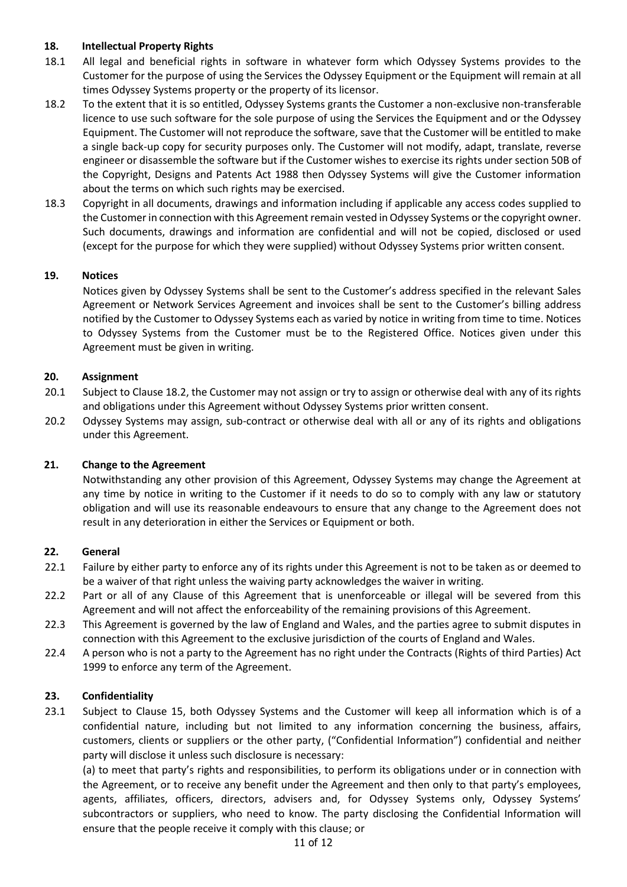## 18. Intellectual Property Rights

18.1 All legal and beneficial rights in software in whatever form which Odyssey Systems provides to the Customer for the purpose of using the Services the Odyssey Equipment or the Equipment will remain at all times Odyssey Systems property or the property of its licensor.

18.2 To the extent that it is so entitled, Odyssey Systems grants the Customer a non-exclusive non-transferable licence to use such software for the sole purpose of using the Services the Equipment and or the Odyssey Equipment. The Customer will not reproduce the software, save that the Customer will be entitled to make a single back-up copy for security purposes only. The Customer will not modify, adapt, translate, reverse engineer or disassemble the software but if the Customer wishes to exercise its rights under section 50B of the Copyright, Designs and Patents Act 1988 then Odyssey Systems will give the Customer information about the terms on which such rights may be exercised.

18.3 Copyright in all documents, drawings and information including if applicable any access codes supplied to the Customer in connection with this Agreement remain vested in Odyssey Systems or the copyright owner. Such documents, drawings and information are confidential and will not be copied, disclosed or used (except for the purpose for which they were supplied) without Odyssey Systems prior written consent.

## 19. Notices

Notices given by Odyssey Systems shall be sent to the Customer's address specified in the relevant Sales Agreement or Network Services Agreement and invoices shall be sent to the Customer's billing address notified by the Customer to Odyssey Systems each as varied by notice in writing from time to time. Notices to Odyssey Systems from the Customer must be to the Registered Office. Notices given under this Agreement must be given in writing.

## 20. Assignment

20.1 Subject to Clause 18.2, the Customer may not assign or try to assign or otherwise deal with any of its rights and obligations under this Agreement without Odyssey Systems prior written consent.

20.2 Odyssey Systems may assign, sub-contract or otherwise deal with all or any of its rights and obligations under this Agreement.

## 21. Change to the Agreement

Notwithstanding any other provision of this Agreement, Odyssey Systems may change the Agreement at any time by notice in writing to the Customer if it needs to do so to comply with any law or statutory obligation and will use its reasonable endeavours to ensure that any change to the Agreement does not result in any deterioration in either the Services or Equipment or both.

## 22. General

22.1 Failure by either party to enforce any of its rights under this Agreement is not to be taken as or deemed to be a waiver of that right unless the waiving party acknowledges the waiver in writing.

22.2 Part or all of any Clause of this Agreement that is unenforceable or illegal will be severed from this Agreement and will not affect the enforceability of the remaining provisions of this Agreement.

22.3 This Agreement is governed by the law of England and Wales, and the parties agree to submit disputes in connection with this Agreement to the exclusive jurisdiction of the courts of England and Wales.

22.4 A person who is not a party to the Agreement has no right under the Contracts (Rights of third Parties) Act 1999 to enforce any term of the Agreement.

## 23. Confidentiality

23.1 Subject to Clause 15, both Odyssey Systems and the Customer will keep all information which is of a confidential nature, including but not limited to any information concerning the business, affairs, customers, clients or suppliers or the other party, ("Confidential Information") confidential and neither party will disclose it unless such disclosure is necessary:

(a) to meet that party's rights and responsibilities, to perform its obligations under or in connection with the Agreement, or to receive any benefit under the Agreement and then only to that party's employees, agents, affiliates, officers, directors, advisers and, for Odyssey Systems only, Odyssey Systems' subcontractors or suppliers, who need to know. The party disclosing the Confidential Information will ensure that the people receive it comply with this clause; or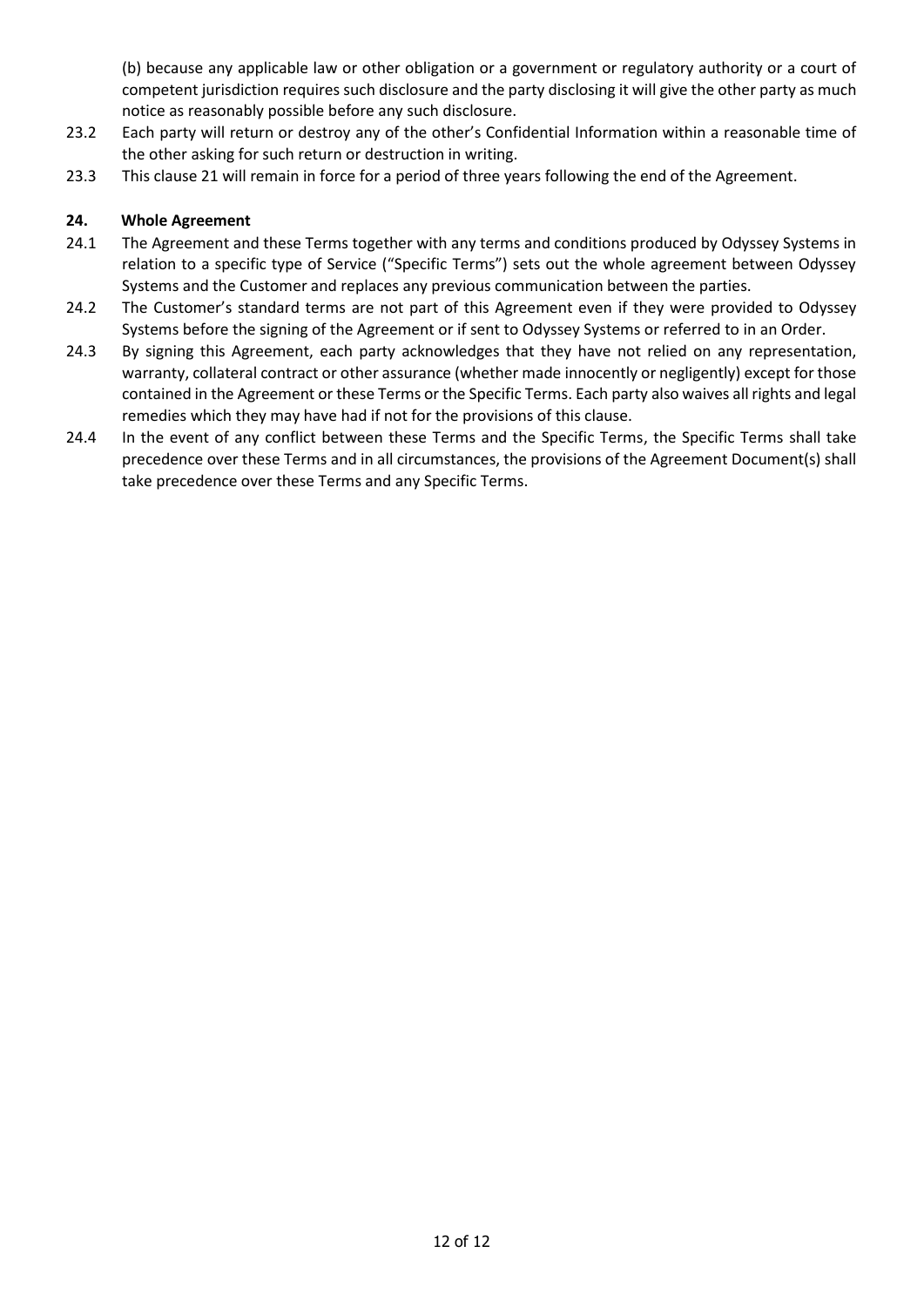(b) because any applicable law or other obligation or a government or regulatory authority or a court of competent jurisdiction requires such disclosure and the party disclosing it will give the other party as much notice as reasonably possible before any such disclosure.

23.2 Each party will return or destroy any of the other's Confidential Information within a reasonable time of the other asking for such return or destruction in writing.

23.3 This clause 21 will remain in force for a period of three years following the end of the Agreement.

**24. Whole Agreement**

24.1 The Agreement and these Terms together with any terms and conditions produced by Odyssey Systems in relation to a specific type of Service ("Specific Terms") sets out the whole agreement between Odyssey Systems and the Customer and replaces any previous communication between the parties.

24.2 The Customer's standard terms are not part of this Agreement even if they were provided to Odyssey Systems before the signing of the Agreement or if sent to Odyssey Systems or referred to in an Order.

24.3 By signing this Agreement, each party acknowledges that they have not relied on any representation, warranty, collateral contract or other assurance (whether made innocently or negligently) except for those contained in the Agreement or these Terms or the Specific Terms. Each party also waives all rights and legal remedies which they may have had if not for the provisions of this clause.

24.4 In the event of any conflict between these Terms and the Specific Terms, the Specific Terms shall take precedence over these Terms and in all circumstances, the provisions of the Agreement Document(s) shall take precedence over these Terms and any Specific Terms.